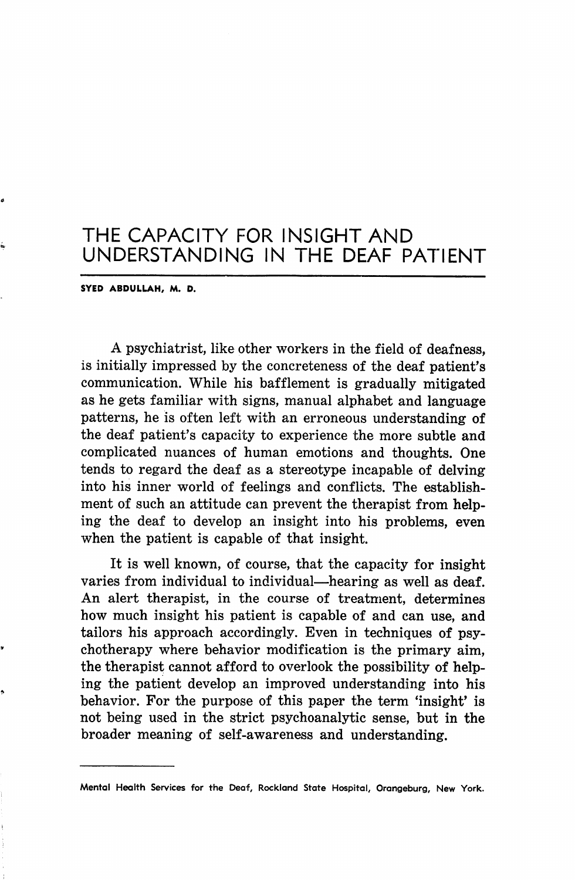# THE CAPACITY FOR INSIGHT AND UNDERSTANDING IN THE DEAF PATIENT

**SYED ABDULLAH, M. D.**

A psychiatrist, like other workers in the field of deafness, is initially impressed by the concreteness of the deaf patient's communication. While his bafflement is gradually mitigated as he gets familiar with signs, manual alphabet and language patterns, he is often left with an erroneous understanding of the deaf patient's capacity to experience the more subtle and complicated nuances of human emotions and thoughts. One tends to regard the deaf as a stereotype incapable of delving into his inner world of feelings and conflicts. The establishment of such an attitude can prevent the therapist from helping the deaf to develop an insight into his problems, even when the patient is capable of that insight.

It is well known, of course, that the capacity for insight varies from individual to individual—hearing as well as deaf. An alert therapist, in the course of treatment, determines how much insight his patient is capable of and can use, and tailors his approach accordingly. Even in techniques of psychotherapy where behavior modification is the primary aim, the therapist cannot afford to overlook the possibility of helping the patient develop an improved understanding into his behavior. For the purpose of this paper the term 'insight' is not being used in the strict psychoanalytic sense, but in the broader meaning of self-awareness and understanding.

---

Mental Health Services for the Deaf, Rockland State Hospital, Orangeburg, New York.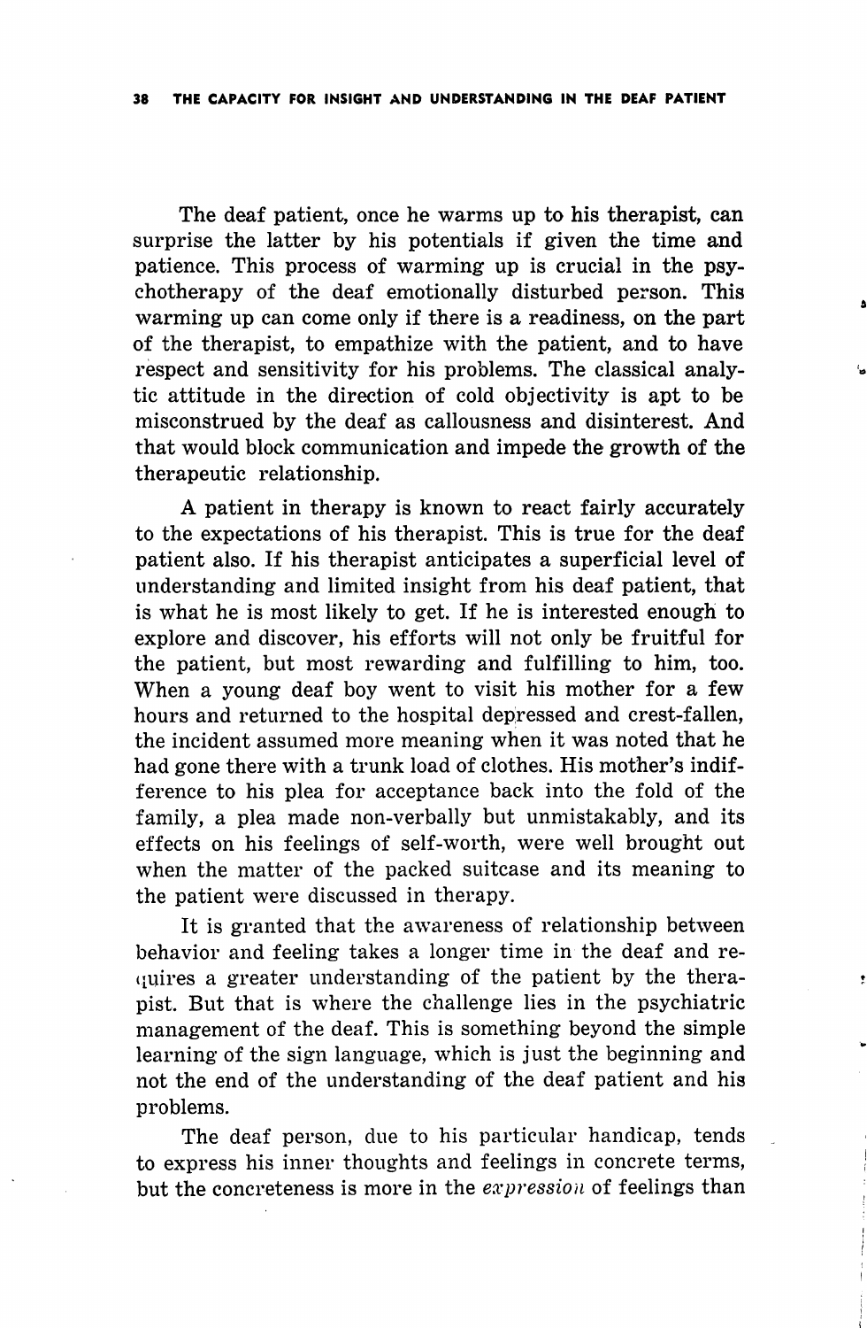The deaf patient, once he warms up to his therapist, can surprise the latter by his potentials if given the time and patience. This process of warming up is crucial in the psychotherapy of the deaf emotionally disturbed person. This warming up can come only if there is a readiness, on the part of the therapist, to empathize with the patient, and to have respect and sensitivity for his problems. The classical analytic attitude in the direction of cold objectivity is apt to be misconstrued by the deaf as callousness and disinterest. And that would block communication and impede the growth of the therapeutic relationship.

A patient in therapy is known to react fairly accurately to the expectations of his therapist. This is true for the deaf patient also. If his therapist anticipates a superficial level of understanding and limited insight from his deaf patient, that is what he is most likely to get. If he is interested enough to explore and discover, his efforts will not only be fruitful for the patient, but most rewarding and fulfilling to him, too. When a young deaf boy went to visit his mother for a few hours and returned to the hospital depressed and crest-fallen, the incident assumed more meaning when it was noted that he had gone there with a trunk load of clothes. His mother's indifference to his plea for acceptance back into the fold of the family, a plea made non-verbally but unmistakably, and its effects on his feelings of self-worth, were well brought out when the matter of the packed suitcase and its meaning to the patient were discussed in therapy.

It is granted that the awareness of relationship between behavior and feeling takes a longer time in the deaf and requires a greater understanding of the patient by the therapist. But that is where the challenge lies in the psychiatric management of the deaf. This is something beyond the simple learning of the sign language, which is just the beginning and not the end of the understanding of the deaf patient and his problems.

The deaf person, due to his particular handicap, tends to express his inner thoughts and feelings in concrete terms, but the concreteness is more in the *expression* of feelings than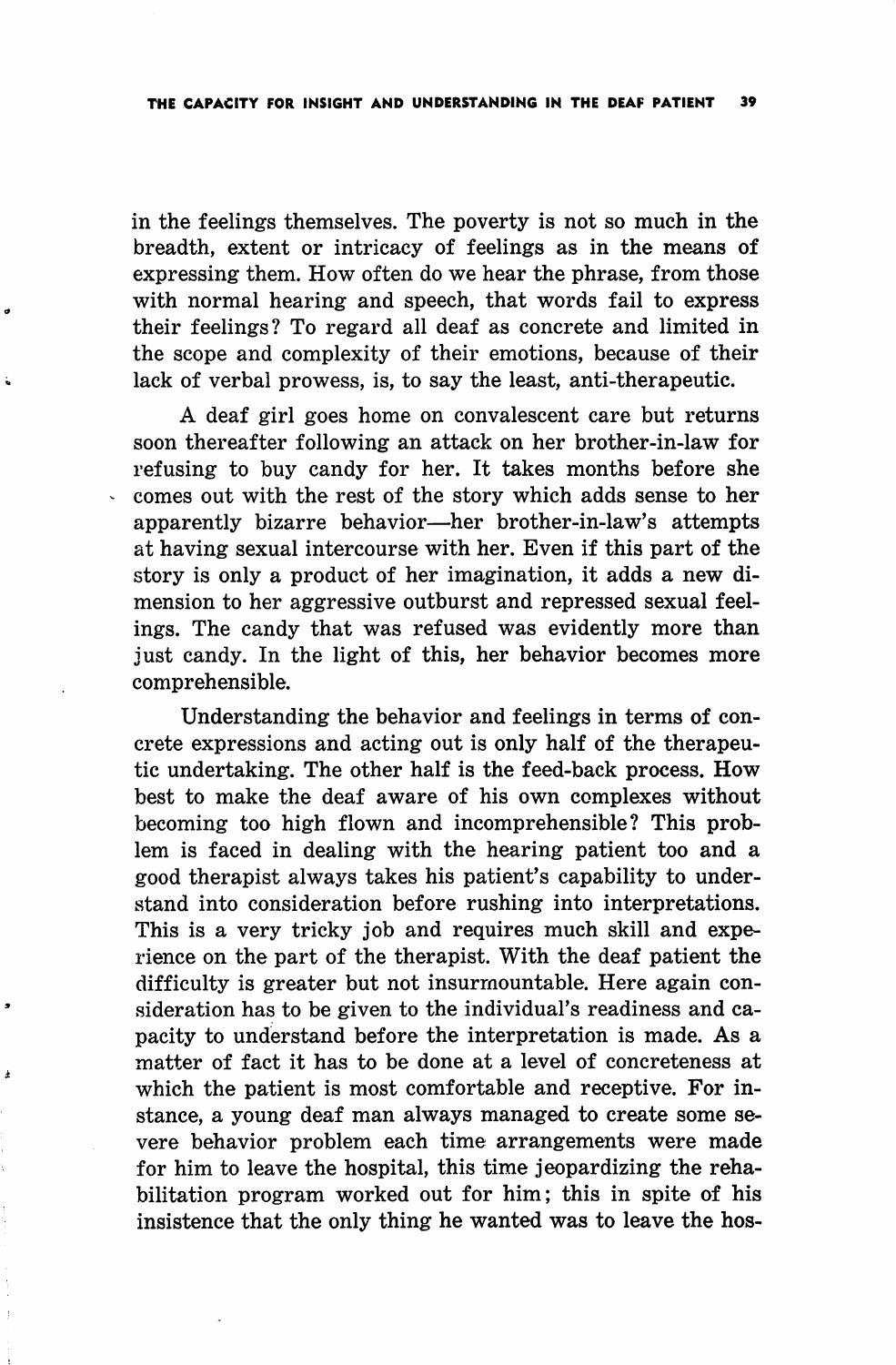in the feelings themselves. The poverty is not so much in the breadth, extent or intricacy of feelings as in the means of expressing them. How often do we hear the phrase, from those with normal hearing and speech, that words fail to express their feelings? To regard all deaf as concrete and limited in the scope and complexity of their emotions, because of their lack of verbal prowess, is, to say the least, anti-therapeutic.

A deaf girl goes home on convalescent care but returns soon thereafter following an attack on her brother-in-law for refusing to buy candy for her. It takes months before she comes out with the rest of the story which adds sense to her apparently bizarre behavior—her brother-in-law's attempts at having sexual intercourse with her. Even if this part of the story is only a product of her imagination, it adds a new dimension to her aggressive outburst and repressed sexual feelings. The candy that was refused was evidently more than just candy. In the light of this, her behavior becomes more comprehensible.

Understanding the behavior and feelings in terms of concrete expressions and acting out is only half of the therapeutic undertaking. The other half is the feed-back process. How best to make the deaf aware of his own complexes without becoming too high flown and incomprehensible? This problem is faced in dealing with the hearing patient too and a good therapist always takes his patient's capability to understand into consideration before rushing into interpretations. This is a very tricky job and requires much skill and experience on the part of the therapist. With the deaf patient the difficulty is greater but not insurmountable. Here again consideration has to be given to the individual's readiness and capacity to understand before the interpretation is made. As a matter of fact it has to be done at a level of concreteness at which the patient is most comfortable and receptive. For instance, a young deaf man always managed to create some severe behavior problem each time arrangements were made for him to leave the hospital, this time jeopardizing the rehabilitation program worked out for him; this in spite of his insistence that the only thing he wanted was to leave the hos-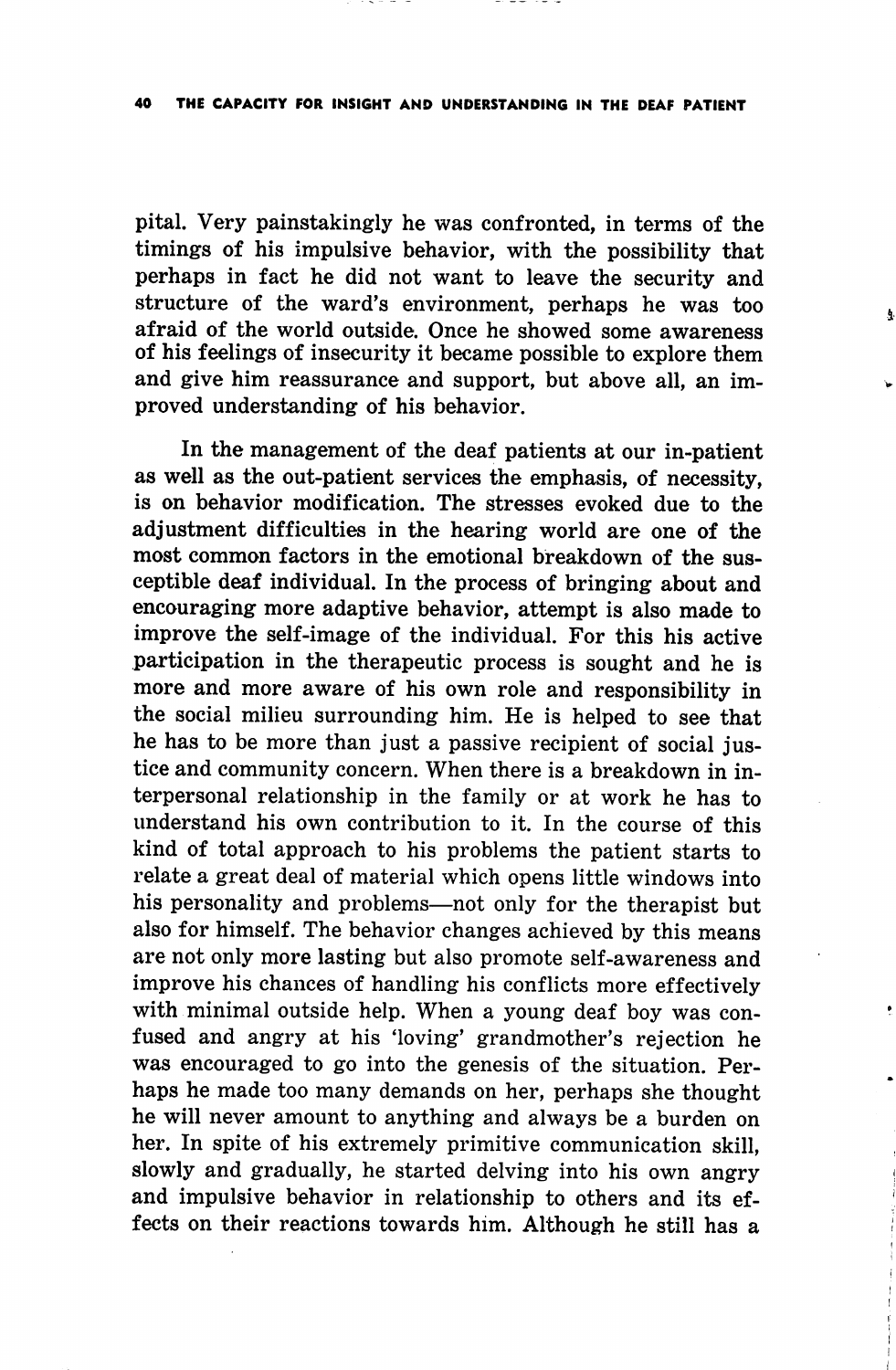pital. Very painstakingly he was confronted, in terms of the timings of his impulsive behavior, with the possibility that perhaps in fact he did not want to leave the security and structure of the ward's environment, perhaps he was too afraid of the world outside. Once he showed some awareness of his feelings of insecurity it became possible to explore them and give him reassurance and support, but above all, an improved understanding of his behavior.

In the management of the deaf patients at our in-patient as well as the out-patient services the emphasis, of necessity, is on behavior modification. The stresses evoked due to the adjustment difficulties in the hearing world are one of the most common factors in the emotional breakdown of the susceptible deaf individual. In the process of bringing about and encouraging more adaptive behavior, attempt is also made to improve the self-image of the individual. For this his active participation in the therapeutic process is sought and he is more and more aware of his own role and responsibility in the social milieu surrounding him. He is helped to see that he has to be more than just a passive recipient of social justice and community concern. When there is a breakdown in interpersonal relationship in the family or at work he has to understand his own contribution to it. In the course of this kind of total approach to his problems the patient starts to relate a great deal of material which opens little windows into his personality and problems—not only for the therapist but also for himself. The behavior changes achieved by this means are not only more lasting but also promote self-awareness and improve his chances of handling his conflicts more effectively with minimal outside help. When a young deaf boy was confused and angry at his 'loving' grandmother's rejection he was encouraged to go into the genesis of the situation. Perhaps he made too many demands on her, perhaps she thought he will never amount to anything and always be a burden on her. In spite of his extremely primitive communication skill, slowly and gradually, he started delving into his own angry and impulsive behavior in relationship to others and its effects on their reactions towards him. Although he still has a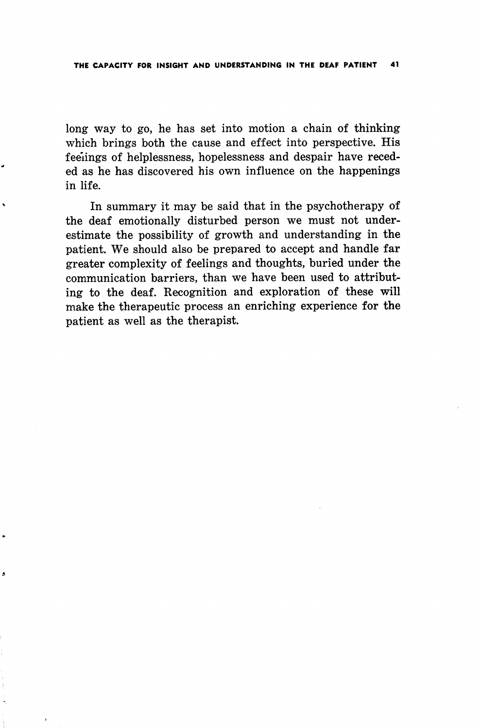long way to go, he has set into motion a chain of thinking which brings both the cause and effect into perspective. His feelings of helplessness, hopelessness and despair have receded as he has discovered his own influence on the happenings in life.

In summary it may be said that in the psychotherapy of the deaf emotionally disturbed person we must not underestimate the possibility of growth and understanding in the patient. We should also be prepared to accept and handle far greater complexity of feelings and thoughts, buried under the communication barriers, than we have been used to attributing to the deaf. Recognition and exploration of these will make the therapeutic process an enriching experience for the patient as well as the therapist.